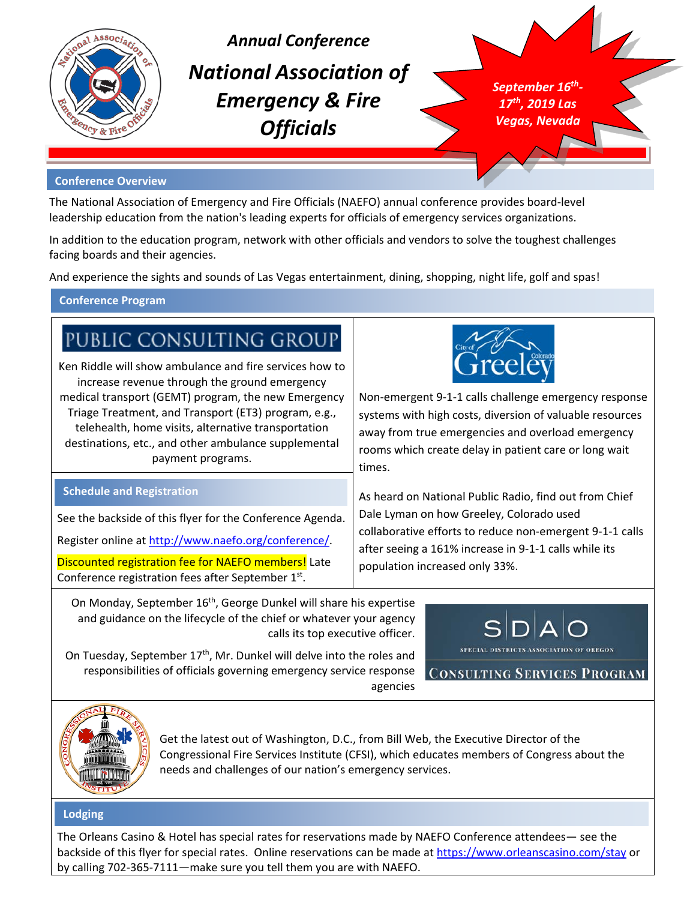*Annual Conference*

# *National Association of Emergency & Fire Officials*

***September 16th-17th, 2019 Las Vegas, Nevada***

## Conference Overview

The National Association of Emergency and Fire Officials (NAEFO) annual conference provides board-level leadership education from the nation's leading experts for officials of emergency services organizations.

In addition to the education program, network with other officials and vendors to solve the toughest challenges facing boards and their agencies.

And experience the sights and sounds of Las Vegas entertainment, dining, shopping, night life, golf and spas!

## Conference Program

PUBLIC CONSULTING GROUP

Ken Riddle will show ambulance and fire services how to increase revenue through the ground emergency medical transport (GEMT) program, the new Emergency Triage Treatment, and Transport (ET3) program, e.g., telehealth, home visits, alternative transportation destinations, etc., and other ambulance supplemental payment programs.

City of Greeley Colorado

Non-emergent 9-1-1 calls challenge emergency response systems with high costs, diversion of valuable resources away from true emergencies and overload emergency rooms which create delay in patient care or long wait times.

As heard on National Public Radio, find out from Chief Dale Lyman on how Greeley, Colorado used collaborative efforts to reduce non-emergent 9-1-1 calls after seeing a 161% increase in 9-1-1 calls while its population increased only 33%.

## Schedule and Registration

See the backside of this flyer for the Conference Agenda.

Register online at http://www.naefo.org/conference/.

Discounted registration fee for NAEFO members! Late Conference registration fees after September 1st.

SDAO — SPECIAL DISTRICTS ASSOCIATION OF OREGON — CONSULTING SERVICES PROGRAM

On Monday, September 16th, George Dunkel will share his expertise and guidance on the lifecycle of the chief or whatever your agency calls its top executive officer.

On Tuesday, September 17th, Mr. Dunkel will delve into the roles and responsibilities of officials governing emergency service response agencies

Get the latest out of Washington, D.C., from Bill Web, the Executive Director of the Congressional Fire Services Institute (CFSI), which educates members of Congress about the needs and challenges of our nation's emergency services.

## Lodging

The Orleans Casino & Hotel has special rates for reservations made by NAEFO Conference attendees— see the backside of this flyer for special rates. Online reservations can be made at https://www.orleanscasino.com/stay or by calling 702-365-7111—make sure you tell them you are with NAEFO.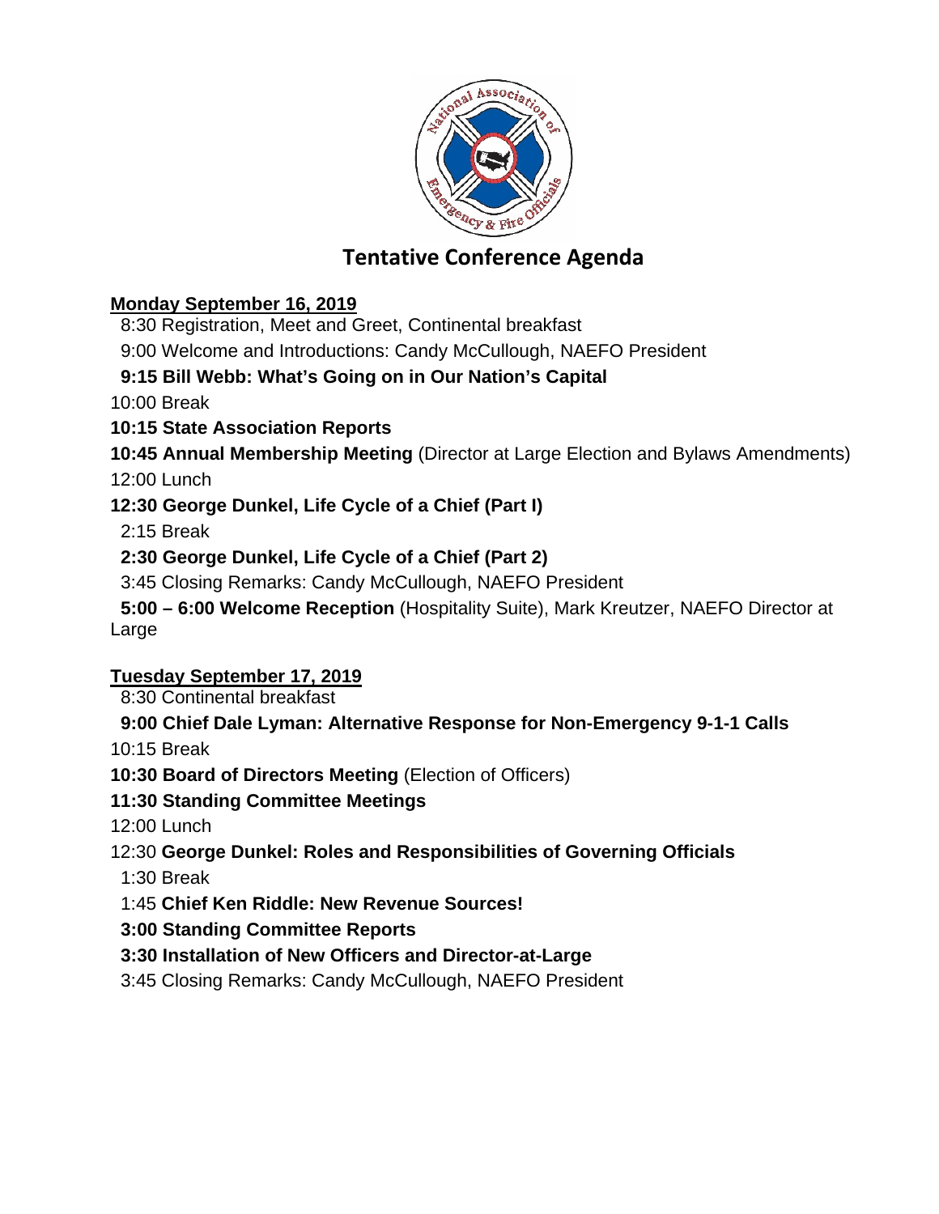# Tentative Conference Agenda

**Monday September 16, 2019**

8:30 Registration, Meet and Greet, Continental breakfast

9:00 Welcome and Introductions: Candy McCullough, NAEFO President

**9:15 Bill Webb: What's Going on in Our Nation's Capital**

10:00 Break

**10:15 State Association Reports**

**10:45 Annual Membership Meeting** (Director at Large Election and Bylaws Amendments)

12:00 Lunch

**12:30 George Dunkel, Life Cycle of a Chief (Part I)**

2:15 Break

**2:30 George Dunkel, Life Cycle of a Chief (Part 2)**

3:45 Closing Remarks: Candy McCullough, NAEFO President

**5:00 – 6:00 Welcome Reception** (Hospitality Suite), Mark Kreutzer, NAEFO Director at Large

**Tuesday September 17, 2019**

8:30 Continental breakfast

**9:00 Chief Dale Lyman: Alternative Response for Non-Emergency 9-1-1 Calls**

10:15 Break

**10:30 Board of Directors Meeting** (Election of Officers)

**11:30 Standing Committee Meetings**

12:00 Lunch

12:30 **George Dunkel: Roles and Responsibilities of Governing Officials**

1:30 Break

1:45 **Chief Ken Riddle: New Revenue Sources!**

**3:00 Standing Committee Reports**

**3:30 Installation of New Officers and Director-at-Large**

3:45 Closing Remarks: Candy McCullough, NAEFO President